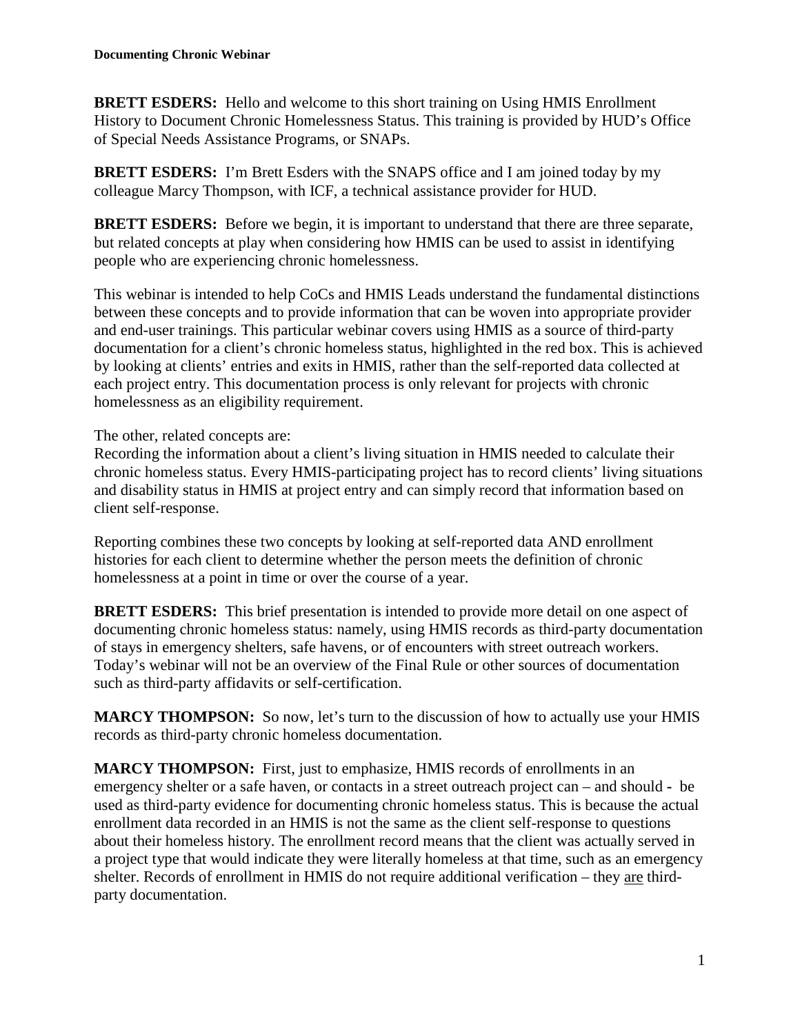**BRETT ESDERS:** Hello and welcome to this short training on Using HMIS Enrollment History to Document Chronic Homelessness Status. This training is provided by HUD's Office of Special Needs Assistance Programs, or SNAPs.

**BRETT ESDERS:** I'm Brett Esders with the SNAPS office and I am joined today by my colleague Marcy Thompson, with ICF, a technical assistance provider for HUD.

**BRETT ESDERS:** Before we begin, it is important to understand that there are three separate, but related concepts at play when considering how HMIS can be used to assist in identifying people who are experiencing chronic homelessness.

This webinar is intended to help CoCs and HMIS Leads understand the fundamental distinctions between these concepts and to provide information that can be woven into appropriate provider and end-user trainings. This particular webinar covers using HMIS as a source of third-party documentation for a client's chronic homeless status, highlighted in the red box. This is achieved by looking at clients' entries and exits in HMIS, rather than the self-reported data collected at each project entry. This documentation process is only relevant for projects with chronic homelessness as an eligibility requirement.

The other, related concepts are:
Recording the information about a client's living situation in HMIS needed to calculate their chronic homeless status. Every HMIS-participating project has to record clients' living situations and disability status in HMIS at project entry and can simply record that information based on client self-response.

Reporting combines these two concepts by looking at self-reported data AND enrollment histories for each client to determine whether the person meets the definition of chronic homelessness at a point in time or over the course of a year.

**BRETT ESDERS:** This brief presentation is intended to provide more detail on one aspect of documenting chronic homeless status: namely, using HMIS records as third-party documentation of stays in emergency shelters, safe havens, or of encounters with street outreach workers. Today's webinar will not be an overview of the Final Rule or other sources of documentation such as third-party affidavits or self-certification.

**MARCY THOMPSON:** So now, let's turn to the discussion of how to actually use your HMIS records as third-party chronic homeless documentation.

**MARCY THOMPSON:** First, just to emphasize, HMIS records of enrollments in an emergency shelter or a safe haven, or contacts in a street outreach project can – and should - be used as third-party evidence for documenting chronic homeless status. This is because the actual enrollment data recorded in an HMIS is not the same as the client self-response to questions about their homeless history. The enrollment record means that the client was actually served in a project type that would indicate they were literally homeless at that time, such as an emergency shelter. Records of enrollment in HMIS do not require additional verification – they <u>are</u> third-party documentation.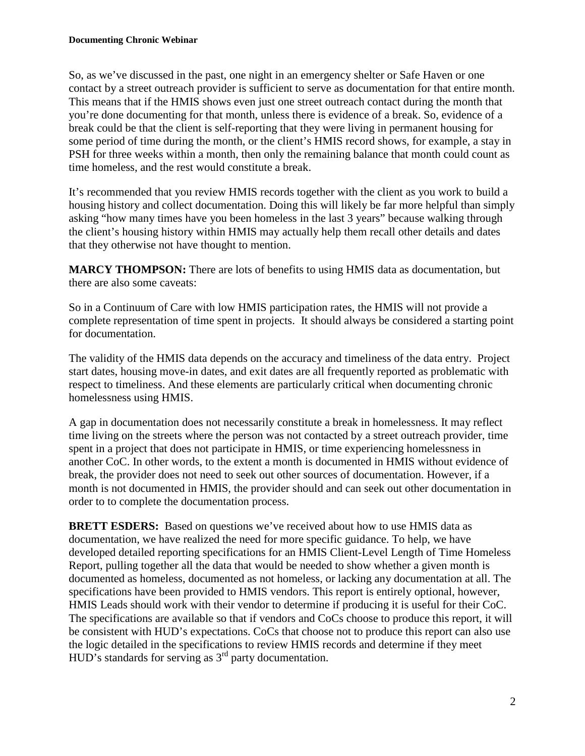So, as we've discussed in the past, one night in an emergency shelter or Safe Haven or one contact by a street outreach provider is sufficient to serve as documentation for that entire month. This means that if the HMIS shows even just one street outreach contact during the month that you're done documenting for that month, unless there is evidence of a break. So, evidence of a break could be that the client is self-reporting that they were living in permanent housing for some period of time during the month, or the client's HMIS record shows, for example, a stay in PSH for three weeks within a month, then only the remaining balance that month could count as time homeless, and the rest would constitute a break.

It's recommended that you review HMIS records together with the client as you work to build a housing history and collect documentation. Doing this will likely be far more helpful than simply asking "how many times have you been homeless in the last 3 years" because walking through the client's housing history within HMIS may actually help them recall other details and dates that they otherwise not have thought to mention.

**MARCY THOMPSON:** There are lots of benefits to using HMIS data as documentation, but there are also some caveats:

So in a Continuum of Care with low HMIS participation rates, the HMIS will not provide a complete representation of time spent in projects. It should always be considered a starting point for documentation.

The validity of the HMIS data depends on the accuracy and timeliness of the data entry. Project start dates, housing move-in dates, and exit dates are all frequently reported as problematic with respect to timeliness. And these elements are particularly critical when documenting chronic homelessness using HMIS.

A gap in documentation does not necessarily constitute a break in homelessness. It may reflect time living on the streets where the person was not contacted by a street outreach provider, time spent in a project that does not participate in HMIS, or time experiencing homelessness in another CoC. In other words, to the extent a month is documented in HMIS without evidence of break, the provider does not need to seek out other sources of documentation. However, if a month is not documented in HMIS, the provider should and can seek out other documentation in order to to complete the documentation process.

**BRETT ESDERS:** Based on questions we've received about how to use HMIS data as documentation, we have realized the need for more specific guidance. To help, we have developed detailed reporting specifications for an HMIS Client-Level Length of Time Homeless Report, pulling together all the data that would be needed to show whether a given month is documented as homeless, documented as not homeless, or lacking any documentation at all. The specifications have been provided to HMIS vendors. This report is entirely optional, however, HMIS Leads should work with their vendor to determine if producing it is useful for their CoC. The specifications are available so that if vendors and CoCs choose to produce this report, it will be consistent with HUD's expectations. CoCs that choose not to produce this report can also use the logic detailed in the specifications to review HMIS records and determine if they meet HUD's standards for serving as 3rd party documentation.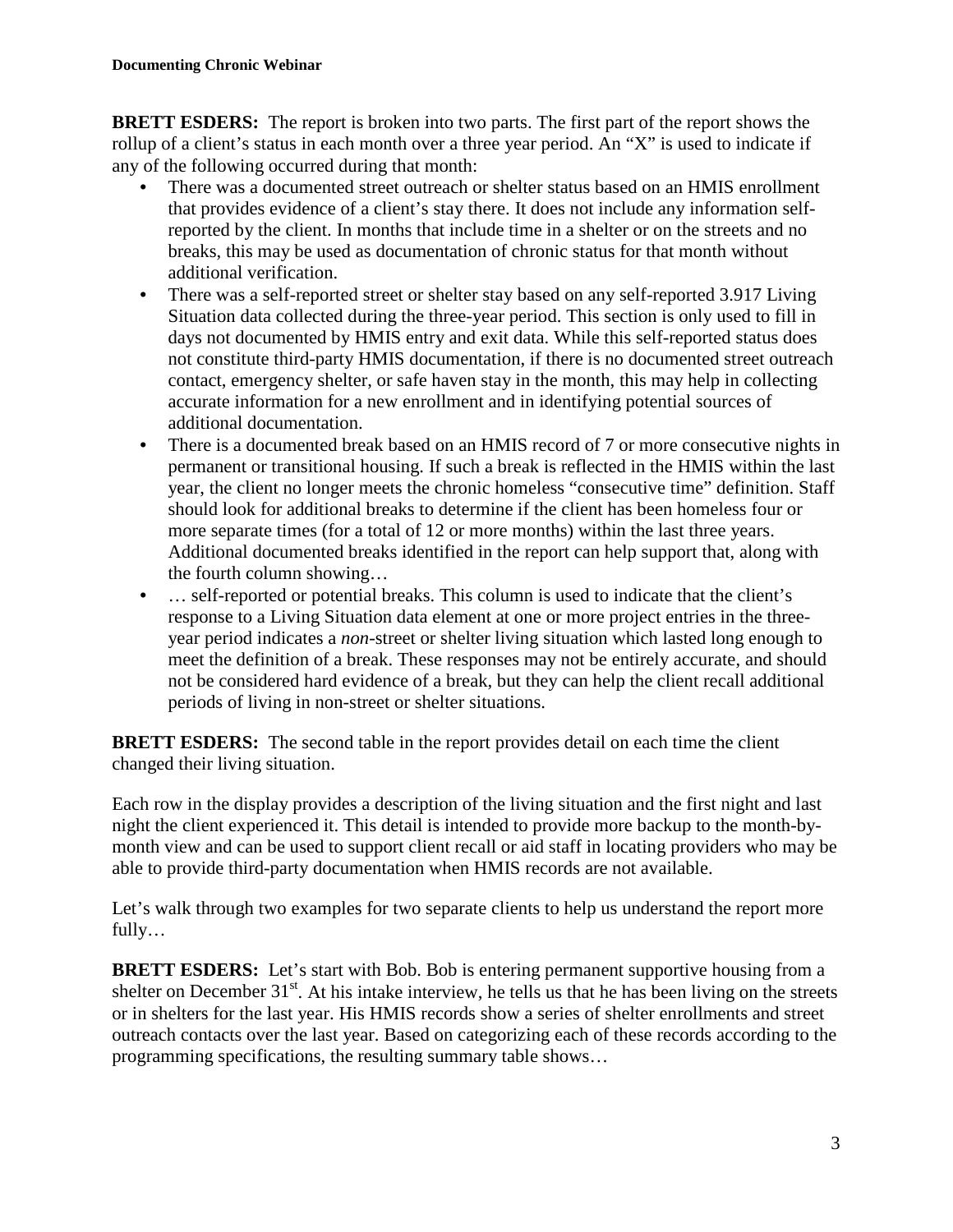**BRETT ESDERS:** The report is broken into two parts. The first part of the report shows the rollup of a client's status in each month over a three year period. An "X" is used to indicate if any of the following occurred during that month:

- There was a documented street outreach or shelter status based on an HMIS enrollment that provides evidence of a client's stay there. It does not include any information self-reported by the client. In months that include time in a shelter or on the streets and no breaks, this may be used as documentation of chronic status for that month without additional verification.
- There was a self-reported street or shelter stay based on any self-reported 3.917 Living Situation data collected during the three-year period. This section is only used to fill in days not documented by HMIS entry and exit data. While this self-reported status does not constitute third-party HMIS documentation, if there is no documented street outreach contact, emergency shelter, or safe haven stay in the month, this may help in collecting accurate information for a new enrollment and in identifying potential sources of additional documentation.
- There is a documented break based on an HMIS record of 7 or more consecutive nights in permanent or transitional housing. If such a break is reflected in the HMIS within the last year, the client no longer meets the chronic homeless "consecutive time" definition. Staff should look for additional breaks to determine if the client has been homeless four or more separate times (for a total of 12 or more months) within the last three years. Additional documented breaks identified in the report can help support that, along with the fourth column showing…
- … self-reported or potential breaks. This column is used to indicate that the client's response to a Living Situation data element at one or more project entries in the three-year period indicates a *non*-street or shelter living situation which lasted long enough to meet the definition of a break. These responses may not be entirely accurate, and should not be considered hard evidence of a break, but they can help the client recall additional periods of living in non-street or shelter situations.

**BRETT ESDERS:** The second table in the report provides detail on each time the client changed their living situation.

Each row in the display provides a description of the living situation and the first night and last night the client experienced it. This detail is intended to provide more backup to the month-by-month view and can be used to support client recall or aid staff in locating providers who may be able to provide third-party documentation when HMIS records are not available.

Let's walk through two examples for two separate clients to help us understand the report more fully…

**BRETT ESDERS:** Let's start with Bob. Bob is entering permanent supportive housing from a shelter on December 31st. At his intake interview, he tells us that he has been living on the streets or in shelters for the last year. His HMIS records show a series of shelter enrollments and street outreach contacts over the last year. Based on categorizing each of these records according to the programming specifications, the resulting summary table shows…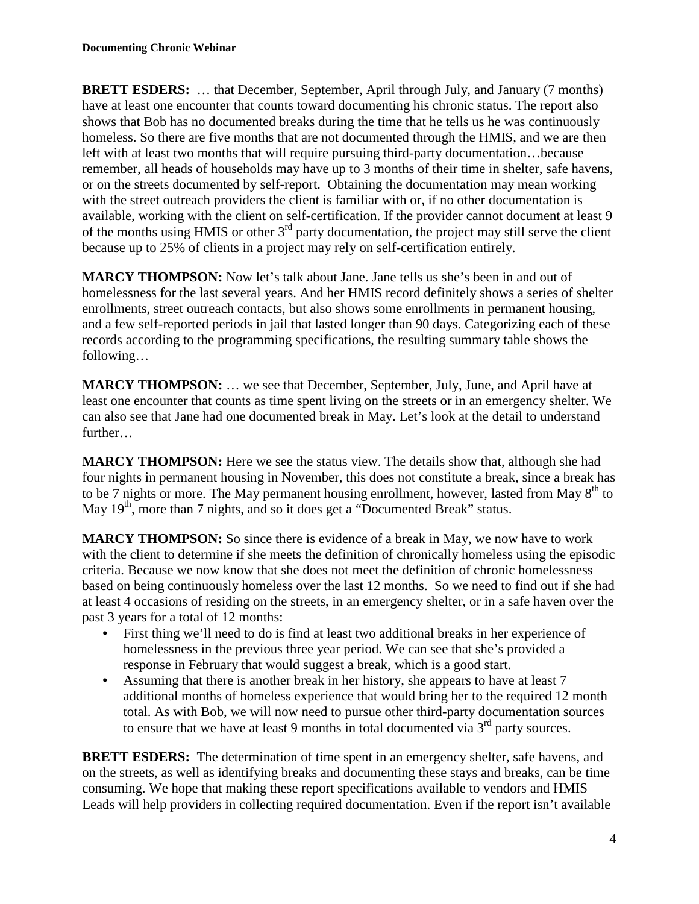**BRETT ESDERS:** … that December, September, April through July, and January (7 months) have at least one encounter that counts toward documenting his chronic status. The report also shows that Bob has no documented breaks during the time that he tells us he was continuously homeless. So there are five months that are not documented through the HMIS, and we are then left with at least two months that will require pursuing third-party documentation…because remember, all heads of households may have up to 3 months of their time in shelter, safe havens, or on the streets documented by self-report. Obtaining the documentation may mean working with the street outreach providers the client is familiar with or, if no other documentation is available, working with the client on self-certification. If the provider cannot document at least 9 of the months using HMIS or other 3rd party documentation, the project may still serve the client because up to 25% of clients in a project may rely on self-certification entirely.

**MARCY THOMPSON:** Now let's talk about Jane. Jane tells us she's been in and out of homelessness for the last several years. And her HMIS record definitely shows a series of shelter enrollments, street outreach contacts, but also shows some enrollments in permanent housing, and a few self-reported periods in jail that lasted longer than 90 days. Categorizing each of these records according to the programming specifications, the resulting summary table shows the following…

**MARCY THOMPSON:** … we see that December, September, July, June, and April have at least one encounter that counts as time spent living on the streets or in an emergency shelter. We can also see that Jane had one documented break in May. Let's look at the detail to understand further…

**MARCY THOMPSON:** Here we see the status view. The details show that, although she had four nights in permanent housing in November, this does not constitute a break, since a break has to be 7 nights or more. The May permanent housing enrollment, however, lasted from May 8th to May 19th, more than 7 nights, and so it does get a "Documented Break" status.

**MARCY THOMPSON:** So since there is evidence of a break in May, we now have to work with the client to determine if she meets the definition of chronically homeless using the episodic criteria. Because we now know that she does not meet the definition of chronic homelessness based on being continuously homeless over the last 12 months. So we need to find out if she had at least 4 occasions of residing on the streets, in an emergency shelter, or in a safe haven over the past 3 years for a total of 12 months:

- First thing we'll need to do is find at least two additional breaks in her experience of homelessness in the previous three year period. We can see that she's provided a response in February that would suggest a break, which is a good start.
- Assuming that there is another break in her history, she appears to have at least 7 additional months of homeless experience that would bring her to the required 12 month total. As with Bob, we will now need to pursue other third-party documentation sources to ensure that we have at least 9 months in total documented via 3rd party sources.

**BRETT ESDERS:** The determination of time spent in an emergency shelter, safe havens, and on the streets, as well as identifying breaks and documenting these stays and breaks, can be time consuming. We hope that making these report specifications available to vendors and HMIS Leads will help providers in collecting required documentation. Even if the report isn't available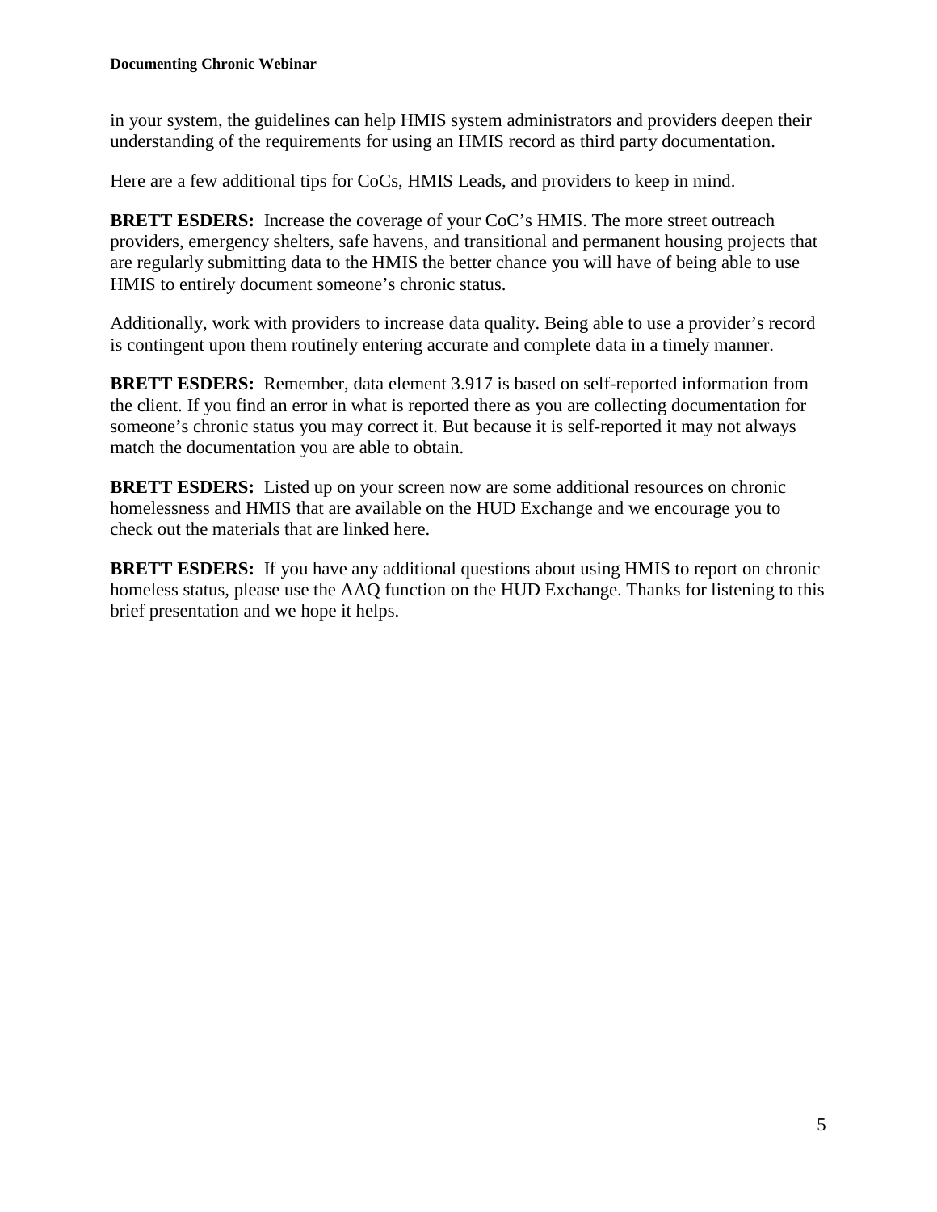in your system, the guidelines can help HMIS system administrators and providers deepen their understanding of the requirements for using an HMIS record as third party documentation.

Here are a few additional tips for CoCs, HMIS Leads, and providers to keep in mind.

**BRETT ESDERS:** Increase the coverage of your CoC's HMIS. The more street outreach providers, emergency shelters, safe havens, and transitional and permanent housing projects that are regularly submitting data to the HMIS the better chance you will have of being able to use HMIS to entirely document someone's chronic status.

Additionally, work with providers to increase data quality. Being able to use a provider's record is contingent upon them routinely entering accurate and complete data in a timely manner.

**BRETT ESDERS:** Remember, data element 3.917 is based on self-reported information from the client. If you find an error in what is reported there as you are collecting documentation for someone's chronic status you may correct it. But because it is self-reported it may not always match the documentation you are able to obtain.

**BRETT ESDERS:** Listed up on your screen now are some additional resources on chronic homelessness and HMIS that are available on the HUD Exchange and we encourage you to check out the materials that are linked here.

**BRETT ESDERS:** If you have any additional questions about using HMIS to report on chronic homeless status, please use the AAQ function on the HUD Exchange. Thanks for listening to this brief presentation and we hope it helps.